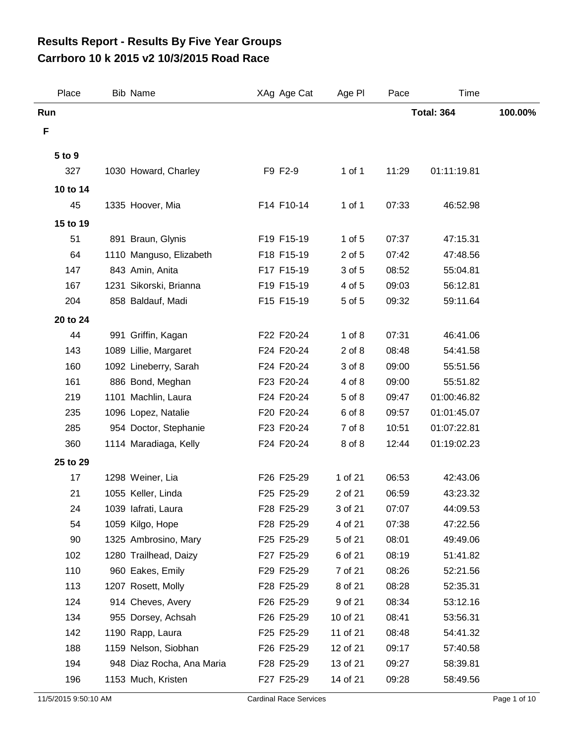# Results Report - Results By Five Year Groups
# Carrboro 10 k 2015 v2 10/3/2015 Road Race

| Place | Bib | Name | XAg | Age Cat | Age Pl | Pace | Time | |
|---|---|---|---|---|---|---|---|---|
| **Run** | | | | | | | **Total: 364** | **100.00%** |
| **F** | | | | | | | | |
| **5 to 9** | | | | | | | | |
| 327 | 1030 | Howard, Charley | F9 | F2-9 | 1 of 1 | 11:29 | 01:11:19.81 | |
| **10 to 14** | | | | | | | | |
| 45 | 1335 | Hoover, Mia | F14 | F10-14 | 1 of 1 | 07:33 | 46:52.98 | |
| **15 to 19** | | | | | | | | |
| 51 | 891 | Braun, Glynis | F19 | F15-19 | 1 of 5 | 07:37 | 47:15.31 | |
| 64 | 1110 | Manguso, Elizabeth | F18 | F15-19 | 2 of 5 | 07:42 | 47:48.56 | |
| 147 | 843 | Amin, Anita | F17 | F15-19 | 3 of 5 | 08:52 | 55:04.81 | |
| 167 | 1231 | Sikorski, Brianna | F19 | F15-19 | 4 of 5 | 09:03 | 56:12.81 | |
| 204 | 858 | Baldauf, Madi | F15 | F15-19 | 5 of 5 | 09:32 | 59:11.64 | |
| **20 to 24** | | | | | | | | |
| 44 | 991 | Griffin, Kagan | F22 | F20-24 | 1 of 8 | 07:31 | 46:41.06 | |
| 143 | 1089 | Lillie, Margaret | F24 | F20-24 | 2 of 8 | 08:48 | 54:41.58 | |
| 160 | 1092 | Lineberry, Sarah | F24 | F20-24 | 3 of 8 | 09:00 | 55:51.56 | |
| 161 | 886 | Bond, Meghan | F23 | F20-24 | 4 of 8 | 09:00 | 55:51.82 | |
| 219 | 1101 | Machlin, Laura | F24 | F20-24 | 5 of 8 | 09:47 | 01:00:46.82 | |
| 235 | 1096 | Lopez, Natalie | F20 | F20-24 | 6 of 8 | 09:57 | 01:01:45.07 | |
| 285 | 954 | Doctor, Stephanie | F23 | F20-24 | 7 of 8 | 10:51 | 01:07:22.81 | |
| 360 | 1114 | Maradiaga, Kelly | F24 | F20-24 | 8 of 8 | 12:44 | 01:19:02.23 | |
| **25 to 29** | | | | | | | | |
| 17 | 1298 | Weiner, Lia | F26 | F25-29 | 1 of 21 | 06:53 | 42:43.06 | |
| 21 | 1055 | Keller, Linda | F25 | F25-29 | 2 of 21 | 06:59 | 43:23.32 | |
| 24 | 1039 | Iafrati, Laura | F28 | F25-29 | 3 of 21 | 07:07 | 44:09.53 | |
| 54 | 1059 | Kilgo, Hope | F28 | F25-29 | 4 of 21 | 07:38 | 47:22.56 | |
| 90 | 1325 | Ambrosino, Mary | F25 | F25-29 | 5 of 21 | 08:01 | 49:49.06 | |
| 102 | 1280 | Trailhead, Daizy | F27 | F25-29 | 6 of 21 | 08:19 | 51:41.82 | |
| 110 | 960 | Eakes, Emily | F29 | F25-29 | 7 of 21 | 08:26 | 52:21.56 | |
| 113 | 1207 | Rosett, Molly | F28 | F25-29 | 8 of 21 | 08:28 | 52:35.31 | |
| 124 | 914 | Cheves, Avery | F26 | F25-29 | 9 of 21 | 08:34 | 53:12.16 | |
| 134 | 955 | Dorsey, Achsah | F26 | F25-29 | 10 of 21 | 08:41 | 53:56.31 | |
| 142 | 1190 | Rapp, Laura | F25 | F25-29 | 11 of 21 | 08:48 | 54:41.32 | |
| 188 | 1159 | Nelson, Siobhan | F26 | F25-29 | 12 of 21 | 09:17 | 57:40.58 | |
| 194 | 948 | Diaz Rocha, Ana Maria | F28 | F25-29 | 13 of 21 | 09:27 | 58:39.81 | |
| 196 | 1153 | Much, Kristen | F27 | F25-29 | 14 of 21 | 09:28 | 58:49.56 | |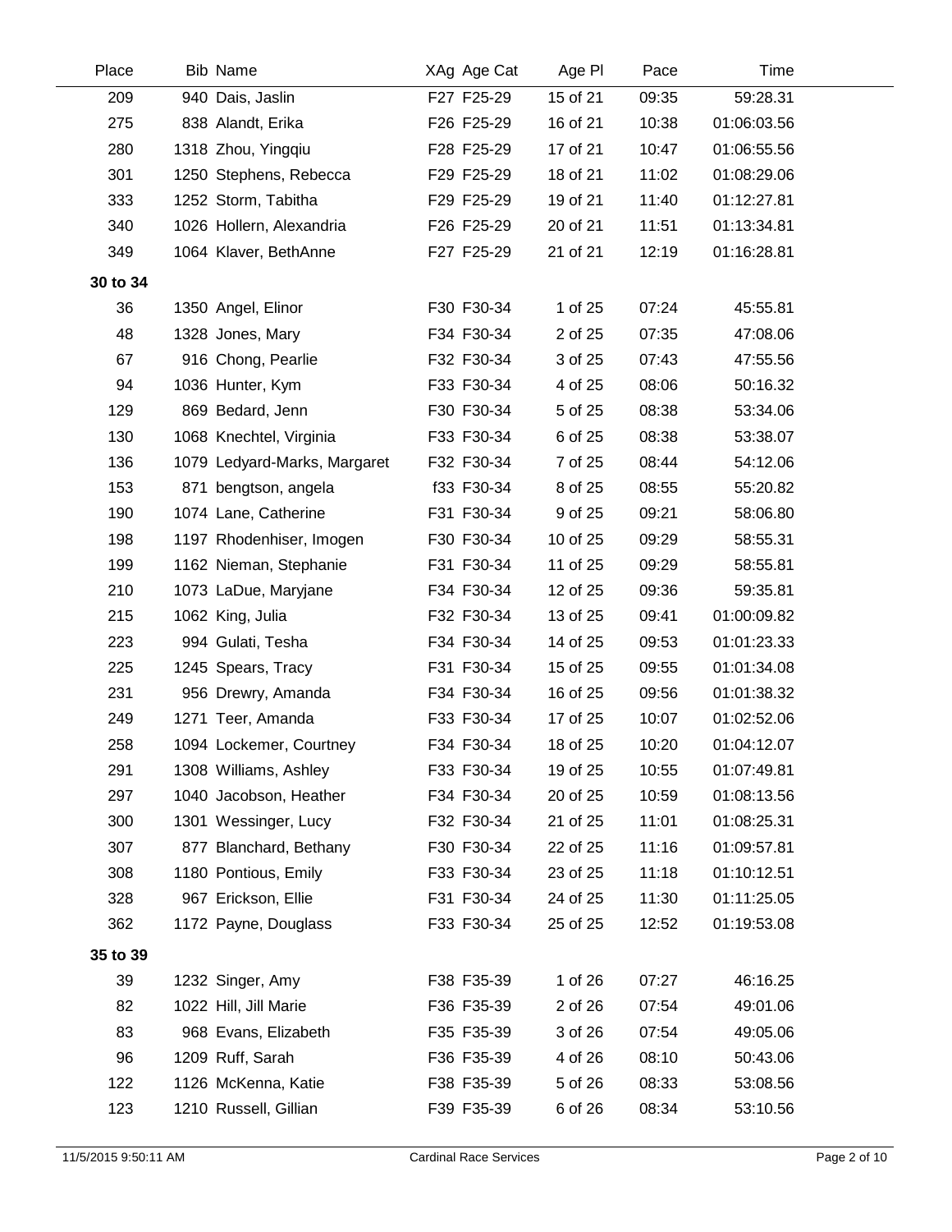| Place | Bib | Name | XAg | Age Cat | Age Pl | Pace | Time |
|---|---|---|---|---|---|---|---|
| 209 | 940 | Dais, Jaslin | F27 | F25-29 | 15 of 21 | 09:35 | 59:28.31 |
| 275 | 838 | Alandt, Erika | F26 | F25-29 | 16 of 21 | 10:38 | 01:06:03.56 |
| 280 | 1318 | Zhou, Yingqiu | F28 | F25-29 | 17 of 21 | 10:47 | 01:06:55.56 |
| 301 | 1250 | Stephens, Rebecca | F29 | F25-29 | 18 of 21 | 11:02 | 01:08:29.06 |
| 333 | 1252 | Storm, Tabitha | F29 | F25-29 | 19 of 21 | 11:40 | 01:12:27.81 |
| 340 | 1026 | Hollern, Alexandria | F26 | F25-29 | 20 of 21 | 11:51 | 01:13:34.81 |
| 349 | 1064 | Klaver, BethAnne | F27 | F25-29 | 21 of 21 | 12:19 | 01:16:28.81 |
| **30 to 34** | | | | | | | |
| 36 | 1350 | Angel, Elinor | F30 | F30-34 | 1 of 25 | 07:24 | 45:55.81 |
| 48 | 1328 | Jones, Mary | F34 | F30-34 | 2 of 25 | 07:35 | 47:08.06 |
| 67 | 916 | Chong, Pearlie | F32 | F30-34 | 3 of 25 | 07:43 | 47:55.56 |
| 94 | 1036 | Hunter, Kym | F33 | F30-34 | 4 of 25 | 08:06 | 50:16.32 |
| 129 | 869 | Bedard, Jenn | F30 | F30-34 | 5 of 25 | 08:38 | 53:34.06 |
| 130 | 1068 | Knechtel, Virginia | F33 | F30-34 | 6 of 25 | 08:38 | 53:38.07 |
| 136 | 1079 | Ledyard-Marks, Margaret | F32 | F30-34 | 7 of 25 | 08:44 | 54:12.06 |
| 153 | 871 | bengtson, angela | f33 | F30-34 | 8 of 25 | 08:55 | 55:20.82 |
| 190 | 1074 | Lane, Catherine | F31 | F30-34 | 9 of 25 | 09:21 | 58:06.80 |
| 198 | 1197 | Rhodenhiser, Imogen | F30 | F30-34 | 10 of 25 | 09:29 | 58:55.31 |
| 199 | 1162 | Nieman, Stephanie | F31 | F30-34 | 11 of 25 | 09:29 | 58:55.81 |
| 210 | 1073 | LaDue, Maryjane | F34 | F30-34 | 12 of 25 | 09:36 | 59:35.81 |
| 215 | 1062 | King, Julia | F32 | F30-34 | 13 of 25 | 09:41 | 01:00:09.82 |
| 223 | 994 | Gulati, Tesha | F34 | F30-34 | 14 of 25 | 09:53 | 01:01:23.33 |
| 225 | 1245 | Spears, Tracy | F31 | F30-34 | 15 of 25 | 09:55 | 01:01:34.08 |
| 231 | 956 | Drewry, Amanda | F34 | F30-34 | 16 of 25 | 09:56 | 01:01:38.32 |
| 249 | 1271 | Teer, Amanda | F33 | F30-34 | 17 of 25 | 10:07 | 01:02:52.06 |
| 258 | 1094 | Lockemer, Courtney | F34 | F30-34 | 18 of 25 | 10:20 | 01:04:12.07 |
| 291 | 1308 | Williams, Ashley | F33 | F30-34 | 19 of 25 | 10:55 | 01:07:49.81 |
| 297 | 1040 | Jacobson, Heather | F34 | F30-34 | 20 of 25 | 10:59 | 01:08:13.56 |
| 300 | 1301 | Wessinger, Lucy | F32 | F30-34 | 21 of 25 | 11:01 | 01:08:25.31 |
| 307 | 877 | Blanchard, Bethany | F30 | F30-34 | 22 of 25 | 11:16 | 01:09:57.81 |
| 308 | 1180 | Pontious, Emily | F33 | F30-34 | 23 of 25 | 11:18 | 01:10:12.51 |
| 328 | 967 | Erickson, Ellie | F31 | F30-34 | 24 of 25 | 11:30 | 01:11:25.05 |
| 362 | 1172 | Payne, Douglass | F33 | F30-34 | 25 of 25 | 12:52 | 01:19:53.08 |
| **35 to 39** | | | | | | | |
| 39 | 1232 | Singer, Amy | F38 | F35-39 | 1 of 26 | 07:27 | 46:16.25 |
| 82 | 1022 | Hill, Jill Marie | F36 | F35-39 | 2 of 26 | 07:54 | 49:01.06 |
| 83 | 968 | Evans, Elizabeth | F35 | F35-39 | 3 of 26 | 07:54 | 49:05.06 |
| 96 | 1209 | Ruff, Sarah | F36 | F35-39 | 4 of 26 | 08:10 | 50:43.06 |
| 122 | 1126 | McKenna, Katie | F38 | F35-39 | 5 of 26 | 08:33 | 53:08.56 |
| 123 | 1210 | Russell, Gillian | F39 | F35-39 | 6 of 26 | 08:34 | 53:10.56 |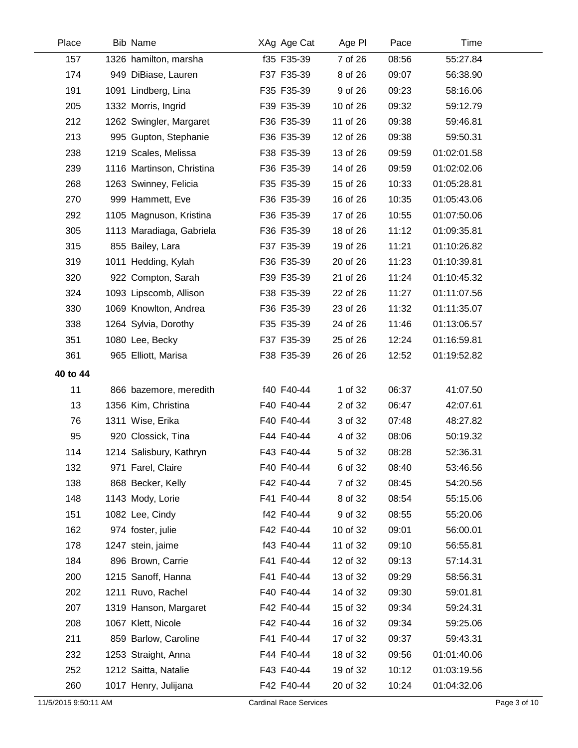| Place | Bib | Name | XAg | Age Cat | Age Pl | Pace | Time |
|---|---|---|---|---|---|---|---|
| 157 | 1326 | hamilton, marsha | f35 | F35-39 | 7 of 26 | 08:56 | 55:27.84 |
| 174 | 949 | DiBiase, Lauren | F37 | F35-39 | 8 of 26 | 09:07 | 56:38.90 |
| 191 | 1091 | Lindberg, Lina | F35 | F35-39 | 9 of 26 | 09:23 | 58:16.06 |
| 205 | 1332 | Morris, Ingrid | F39 | F35-39 | 10 of 26 | 09:32 | 59:12.79 |
| 212 | 1262 | Swingler, Margaret | F36 | F35-39 | 11 of 26 | 09:38 | 59:46.81 |
| 213 | 995 | Gupton, Stephanie | F36 | F35-39 | 12 of 26 | 09:38 | 59:50.31 |
| 238 | 1219 | Scales, Melissa | F38 | F35-39 | 13 of 26 | 09:59 | 01:02:01.58 |
| 239 | 1116 | Martinson, Christina | F36 | F35-39 | 14 of 26 | 09:59 | 01:02:02.06 |
| 268 | 1263 | Swinney, Felicia | F35 | F35-39 | 15 of 26 | 10:33 | 01:05:28.81 |
| 270 | 999 | Hammett, Eve | F36 | F35-39 | 16 of 26 | 10:35 | 01:05:43.06 |
| 292 | 1105 | Magnuson, Kristina | F36 | F35-39 | 17 of 26 | 10:55 | 01:07:50.06 |
| 305 | 1113 | Maradiaga, Gabriela | F36 | F35-39 | 18 of 26 | 11:12 | 01:09:35.81 |
| 315 | 855 | Bailey, Lara | F37 | F35-39 | 19 of 26 | 11:21 | 01:10:26.82 |
| 319 | 1011 | Hedding, Kylah | F36 | F35-39 | 20 of 26 | 11:23 | 01:10:39.81 |
| 320 | 922 | Compton, Sarah | F39 | F35-39 | 21 of 26 | 11:24 | 01:10:45.32 |
| 324 | 1093 | Lipscomb, Allison | F38 | F35-39 | 22 of 26 | 11:27 | 01:11:07.56 |
| 330 | 1069 | Knowlton, Andrea | F36 | F35-39 | 23 of 26 | 11:32 | 01:11:35.07 |
| 338 | 1264 | Sylvia, Dorothy | F35 | F35-39 | 24 of 26 | 11:46 | 01:13:06.57 |
| 351 | 1080 | Lee, Becky | F37 | F35-39 | 25 of 26 | 12:24 | 01:16:59.81 |
| 361 | 965 | Elliott, Marisa | F38 | F35-39 | 26 of 26 | 12:52 | 01:19:52.82 |
| **40 to 44** | | | | | | | |
| 11 | 866 | bazemore, meredith | f40 | F40-44 | 1 of 32 | 06:37 | 41:07.50 |
| 13 | 1356 | Kim, Christina | F40 | F40-44 | 2 of 32 | 06:47 | 42:07.61 |
| 76 | 1311 | Wise, Erika | F40 | F40-44 | 3 of 32 | 07:48 | 48:27.82 |
| 95 | 920 | Clossick, Tina | F44 | F40-44 | 4 of 32 | 08:06 | 50:19.32 |
| 114 | 1214 | Salisbury, Kathryn | F43 | F40-44 | 5 of 32 | 08:28 | 52:36.31 |
| 132 | 971 | Farel, Claire | F40 | F40-44 | 6 of 32 | 08:40 | 53:46.56 |
| 138 | 868 | Becker, Kelly | F42 | F40-44 | 7 of 32 | 08:45 | 54:20.56 |
| 148 | 1143 | Mody, Lorie | F41 | F40-44 | 8 of 32 | 08:54 | 55:15.06 |
| 151 | 1082 | Lee, Cindy | f42 | F40-44 | 9 of 32 | 08:55 | 55:20.06 |
| 162 | 974 | foster, julie | F42 | F40-44 | 10 of 32 | 09:01 | 56:00.01 |
| 178 | 1247 | stein, jaime | f43 | F40-44 | 11 of 32 | 09:10 | 56:55.81 |
| 184 | 896 | Brown, Carrie | F41 | F40-44 | 12 of 32 | 09:13 | 57:14.31 |
| 200 | 1215 | Sanoff, Hanna | F41 | F40-44 | 13 of 32 | 09:29 | 58:56.31 |
| 202 | 1211 | Ruvo, Rachel | F40 | F40-44 | 14 of 32 | 09:30 | 59:01.81 |
| 207 | 1319 | Hanson, Margaret | F42 | F40-44 | 15 of 32 | 09:34 | 59:24.31 |
| 208 | 1067 | Klett, Nicole | F42 | F40-44 | 16 of 32 | 09:34 | 59:25.06 |
| 211 | 859 | Barlow, Caroline | F41 | F40-44 | 17 of 32 | 09:37 | 59:43.31 |
| 232 | 1253 | Straight, Anna | F44 | F40-44 | 18 of 32 | 09:56 | 01:01:40.06 |
| 252 | 1212 | Saitta, Natalie | F43 | F40-44 | 19 of 32 | 10:12 | 01:03:19.56 |
| 260 | 1017 | Henry, Julijana | F42 | F40-44 | 20 of 32 | 10:24 | 01:04:32.06 |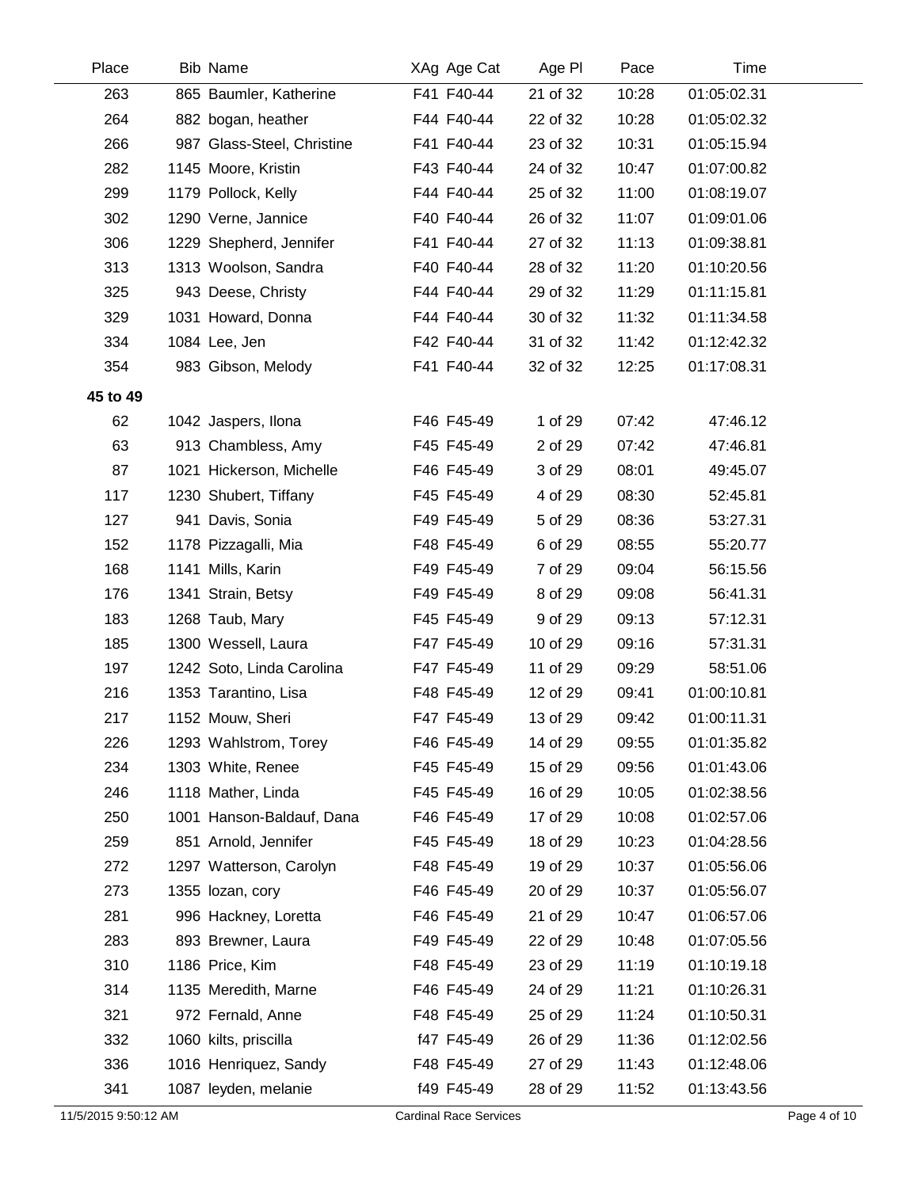| Place | Bib | Name | XAg | Age Cat | Age Pl | Pace | Time |
|---|---|---|---|---|---|---|---|
| 263 | 865 | Baumler, Katherine | F41 | F40-44 | 21 of 32 | 10:28 | 01:05:02.31 |
| 264 | 882 | bogan, heather | F44 | F40-44 | 22 of 32 | 10:28 | 01:05:02.32 |
| 266 | 987 | Glass-Steel, Christine | F41 | F40-44 | 23 of 32 | 10:31 | 01:05:15.94 |
| 282 | 1145 | Moore, Kristin | F43 | F40-44 | 24 of 32 | 10:47 | 01:07:00.82 |
| 299 | 1179 | Pollock, Kelly | F44 | F40-44 | 25 of 32 | 11:00 | 01:08:19.07 |
| 302 | 1290 | Verne, Jannice | F40 | F40-44 | 26 of 32 | 11:07 | 01:09:01.06 |
| 306 | 1229 | Shepherd, Jennifer | F41 | F40-44 | 27 of 32 | 11:13 | 01:09:38.81 |
| 313 | 1313 | Woolson, Sandra | F40 | F40-44 | 28 of 32 | 11:20 | 01:10:20.56 |
| 325 | 943 | Deese, Christy | F44 | F40-44 | 29 of 32 | 11:29 | 01:11:15.81 |
| 329 | 1031 | Howard, Donna | F44 | F40-44 | 30 of 32 | 11:32 | 01:11:34.58 |
| 334 | 1084 | Lee, Jen | F42 | F40-44 | 31 of 32 | 11:42 | 01:12:42.32 |
| 354 | 983 | Gibson, Melody | F41 | F40-44 | 32 of 32 | 12:25 | 01:17:08.31 |
| **45 to 49** | | | | | | | |
| 62 | 1042 | Jaspers, Ilona | F46 | F45-49 | 1 of 29 | 07:42 | 47:46.12 |
| 63 | 913 | Chambless, Amy | F45 | F45-49 | 2 of 29 | 07:42 | 47:46.81 |
| 87 | 1021 | Hickerson, Michelle | F46 | F45-49 | 3 of 29 | 08:01 | 49:45.07 |
| 117 | 1230 | Shubert, Tiffany | F45 | F45-49 | 4 of 29 | 08:30 | 52:45.81 |
| 127 | 941 | Davis, Sonia | F49 | F45-49 | 5 of 29 | 08:36 | 53:27.31 |
| 152 | 1178 | Pizzagalli, Mia | F48 | F45-49 | 6 of 29 | 08:55 | 55:20.77 |
| 168 | 1141 | Mills, Karin | F49 | F45-49 | 7 of 29 | 09:04 | 56:15.56 |
| 176 | 1341 | Strain, Betsy | F49 | F45-49 | 8 of 29 | 09:08 | 56:41.31 |
| 183 | 1268 | Taub, Mary | F45 | F45-49 | 9 of 29 | 09:13 | 57:12.31 |
| 185 | 1300 | Wessell, Laura | F47 | F45-49 | 10 of 29 | 09:16 | 57:31.31 |
| 197 | 1242 | Soto, Linda Carolina | F47 | F45-49 | 11 of 29 | 09:29 | 58:51.06 |
| 216 | 1353 | Tarantino, Lisa | F48 | F45-49 | 12 of 29 | 09:41 | 01:00:10.81 |
| 217 | 1152 | Mouw, Sheri | F47 | F45-49 | 13 of 29 | 09:42 | 01:00:11.31 |
| 226 | 1293 | Wahlstrom, Torey | F46 | F45-49 | 14 of 29 | 09:55 | 01:01:35.82 |
| 234 | 1303 | White, Renee | F45 | F45-49 | 15 of 29 | 09:56 | 01:01:43.06 |
| 246 | 1118 | Mather, Linda | F45 | F45-49 | 16 of 29 | 10:05 | 01:02:38.56 |
| 250 | 1001 | Hanson-Baldauf, Dana | F46 | F45-49 | 17 of 29 | 10:08 | 01:02:57.06 |
| 259 | 851 | Arnold, Jennifer | F45 | F45-49 | 18 of 29 | 10:23 | 01:04:28.56 |
| 272 | 1297 | Watterson, Carolyn | F48 | F45-49 | 19 of 29 | 10:37 | 01:05:56.06 |
| 273 | 1355 | lozan, cory | F46 | F45-49 | 20 of 29 | 10:37 | 01:05:56.07 |
| 281 | 996 | Hackney, Loretta | F46 | F45-49 | 21 of 29 | 10:47 | 01:06:57.06 |
| 283 | 893 | Brewner, Laura | F49 | F45-49 | 22 of 29 | 10:48 | 01:07:05.56 |
| 310 | 1186 | Price, Kim | F48 | F45-49 | 23 of 29 | 11:19 | 01:10:19.18 |
| 314 | 1135 | Meredith, Marne | F46 | F45-49 | 24 of 29 | 11:21 | 01:10:26.31 |
| 321 | 972 | Fernald, Anne | F48 | F45-49 | 25 of 29 | 11:24 | 01:10:50.31 |
| 332 | 1060 | kilts, priscilla | f47 | F45-49 | 26 of 29 | 11:36 | 01:12:02.56 |
| 336 | 1016 | Henriquez, Sandy | F48 | F45-49 | 27 of 29 | 11:43 | 01:12:48.06 |
| 341 | 1087 | leyden, melanie | f49 | F45-49 | 28 of 29 | 11:52 | 01:13:43.56 |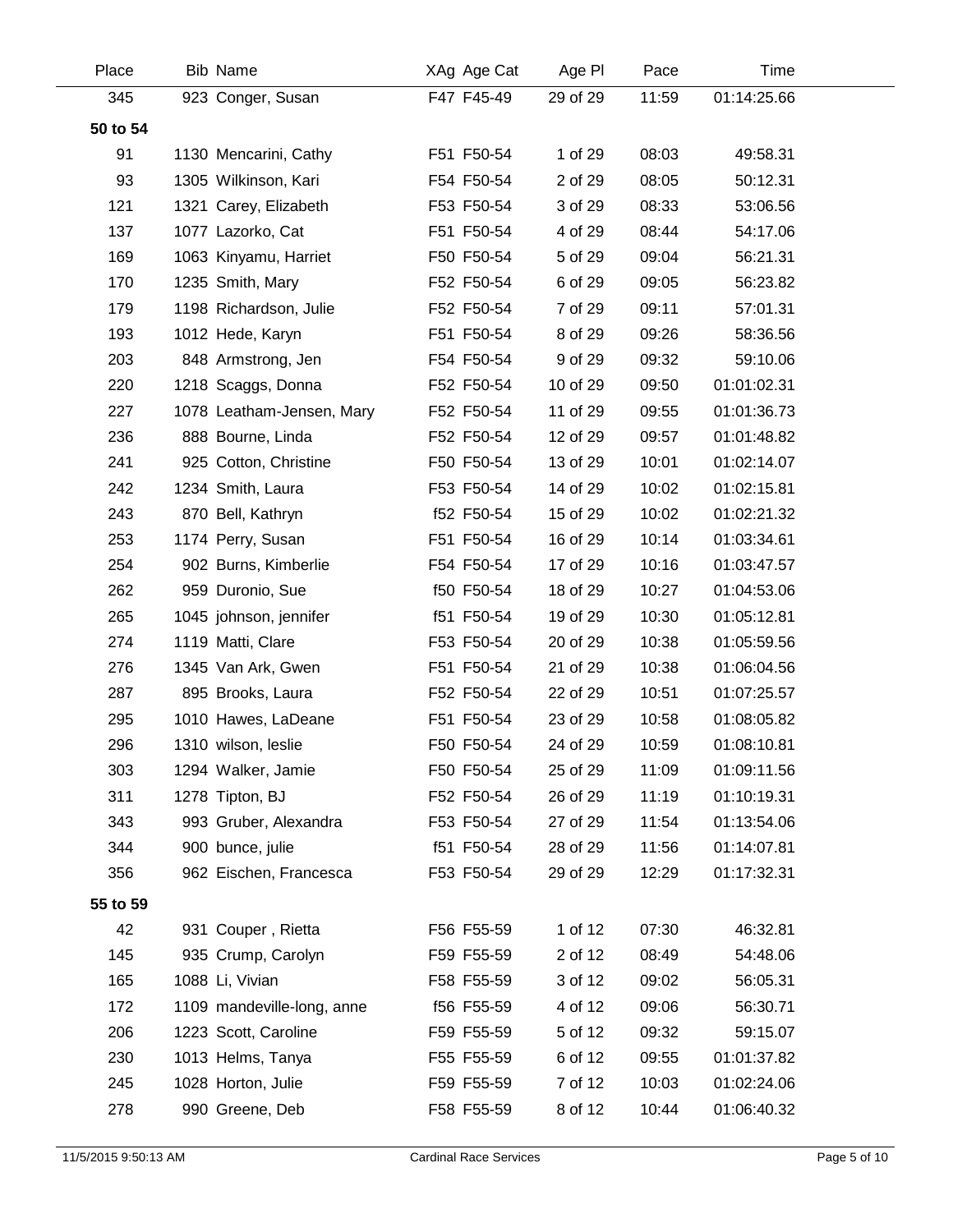| Place | Bib | Name | XAg | Age Cat | Age Pl | Pace | Time |
|---|---|---|---|---|---|---|---|
| 345 | 923 | Conger, Susan | F47 | F45-49 | 29 of 29 | 11:59 | 01:14:25.66 |
| **50 to 54** | | | | | | | |
| 91 | 1130 | Mencarini, Cathy | F51 | F50-54 | 1 of 29 | 08:03 | 49:58.31 |
| 93 | 1305 | Wilkinson, Kari | F54 | F50-54 | 2 of 29 | 08:05 | 50:12.31 |
| 121 | 1321 | Carey, Elizabeth | F53 | F50-54 | 3 of 29 | 08:33 | 53:06.56 |
| 137 | 1077 | Lazorko, Cat | F51 | F50-54 | 4 of 29 | 08:44 | 54:17.06 |
| 169 | 1063 | Kinyamu, Harriet | F50 | F50-54 | 5 of 29 | 09:04 | 56:21.31 |
| 170 | 1235 | Smith, Mary | F52 | F50-54 | 6 of 29 | 09:05 | 56:23.82 |
| 179 | 1198 | Richardson, Julie | F52 | F50-54 | 7 of 29 | 09:11 | 57:01.31 |
| 193 | 1012 | Hede, Karyn | F51 | F50-54 | 8 of 29 | 09:26 | 58:36.56 |
| 203 | 848 | Armstrong, Jen | F54 | F50-54 | 9 of 29 | 09:32 | 59:10.06 |
| 220 | 1218 | Scaggs, Donna | F52 | F50-54 | 10 of 29 | 09:50 | 01:01:02.31 |
| 227 | 1078 | Leatham-Jensen, Mary | F52 | F50-54 | 11 of 29 | 09:55 | 01:01:36.73 |
| 236 | 888 | Bourne, Linda | F52 | F50-54 | 12 of 29 | 09:57 | 01:01:48.82 |
| 241 | 925 | Cotton, Christine | F50 | F50-54 | 13 of 29 | 10:01 | 01:02:14.07 |
| 242 | 1234 | Smith, Laura | F53 | F50-54 | 14 of 29 | 10:02 | 01:02:15.81 |
| 243 | 870 | Bell, Kathryn | f52 | F50-54 | 15 of 29 | 10:02 | 01:02:21.32 |
| 253 | 1174 | Perry, Susan | F51 | F50-54 | 16 of 29 | 10:14 | 01:03:34.61 |
| 254 | 902 | Burns, Kimberlie | F54 | F50-54 | 17 of 29 | 10:16 | 01:03:47.57 |
| 262 | 959 | Duronio, Sue | f50 | F50-54 | 18 of 29 | 10:27 | 01:04:53.06 |
| 265 | 1045 | johnson, jennifer | f51 | F50-54 | 19 of 29 | 10:30 | 01:05:12.81 |
| 274 | 1119 | Matti, Clare | F53 | F50-54 | 20 of 29 | 10:38 | 01:05:59.56 |
| 276 | 1345 | Van Ark, Gwen | F51 | F50-54 | 21 of 29 | 10:38 | 01:06:04.56 |
| 287 | 895 | Brooks, Laura | F52 | F50-54 | 22 of 29 | 10:51 | 01:07:25.57 |
| 295 | 1010 | Hawes, LaDeane | F51 | F50-54 | 23 of 29 | 10:58 | 01:08:05.82 |
| 296 | 1310 | wilson, leslie | F50 | F50-54 | 24 of 29 | 10:59 | 01:08:10.81 |
| 303 | 1294 | Walker, Jamie | F50 | F50-54 | 25 of 29 | 11:09 | 01:09:11.56 |
| 311 | 1278 | Tipton, BJ | F52 | F50-54 | 26 of 29 | 11:19 | 01:10:19.31 |
| 343 | 993 | Gruber, Alexandra | F53 | F50-54 | 27 of 29 | 11:54 | 01:13:54.06 |
| 344 | 900 | bunce, julie | f51 | F50-54 | 28 of 29 | 11:56 | 01:14:07.81 |
| 356 | 962 | Eischen, Francesca | F53 | F50-54 | 29 of 29 | 12:29 | 01:17:32.31 |
| **55 to 59** | | | | | | | |
| 42 | 931 | Couper , Rietta | F56 | F55-59 | 1 of 12 | 07:30 | 46:32.81 |
| 145 | 935 | Crump, Carolyn | F59 | F55-59 | 2 of 12 | 08:49 | 54:48.06 |
| 165 | 1088 | Li, Vivian | F58 | F55-59 | 3 of 12 | 09:02 | 56:05.31 |
| 172 | 1109 | mandeville-long, anne | f56 | F55-59 | 4 of 12 | 09:06 | 56:30.71 |
| 206 | 1223 | Scott, Caroline | F59 | F55-59 | 5 of 12 | 09:32 | 59:15.07 |
| 230 | 1013 | Helms, Tanya | F55 | F55-59 | 6 of 12 | 09:55 | 01:01:37.82 |
| 245 | 1028 | Horton, Julie | F59 | F55-59 | 7 of 12 | 10:03 | 01:02:24.06 |
| 278 | 990 | Greene, Deb | F58 | F55-59 | 8 of 12 | 10:44 | 01:06:40.32 |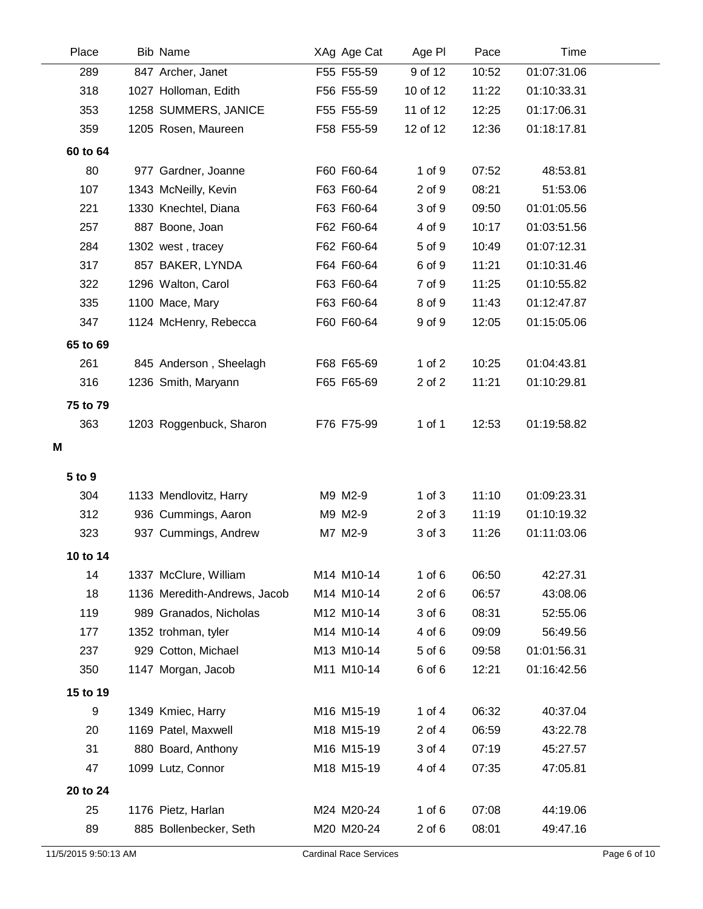| Place | Bib | Name | XAg | Age Cat | Age Pl | Pace | Time |
|---|---|---|---|---|---|---|---|
| 289 | 847 | Archer, Janet | F55 | F55-59 | 9 of 12 | 10:52 | 01:07:31.06 |
| 318 | 1027 | Holloman, Edith | F56 | F55-59 | 10 of 12 | 11:22 | 01:10:33.31 |
| 353 | 1258 | SUMMERS, JANICE | F55 | F55-59 | 11 of 12 | 12:25 | 01:17:06.31 |
| 359 | 1205 | Rosen, Maureen | F58 | F55-59 | 12 of 12 | 12:36 | 01:18:17.81 |
| **60 to 64** | | | | | | | |
| 80 | 977 | Gardner, Joanne | F60 | F60-64 | 1 of 9 | 07:52 | 48:53.81 |
| 107 | 1343 | McNeilly, Kevin | F63 | F60-64 | 2 of 9 | 08:21 | 51:53.06 |
| 221 | 1330 | Knechtel, Diana | F63 | F60-64 | 3 of 9 | 09:50 | 01:01:05.56 |
| 257 | 887 | Boone, Joan | F62 | F60-64 | 4 of 9 | 10:17 | 01:03:51.56 |
| 284 | 1302 | west , tracey | F62 | F60-64 | 5 of 9 | 10:49 | 01:07:12.31 |
| 317 | 857 | BAKER, LYNDA | F64 | F60-64 | 6 of 9 | 11:21 | 01:10:31.46 |
| 322 | 1296 | Walton, Carol | F63 | F60-64 | 7 of 9 | 11:25 | 01:10:55.82 |
| 335 | 1100 | Mace, Mary | F63 | F60-64 | 8 of 9 | 11:43 | 01:12:47.87 |
| 347 | 1124 | McHenry, Rebecca | F60 | F60-64 | 9 of 9 | 12:05 | 01:15:05.06 |
| **65 to 69** | | | | | | | |
| 261 | 845 | Anderson , Sheelagh | F68 | F65-69 | 1 of 2 | 10:25 | 01:04:43.81 |
| 316 | 1236 | Smith, Maryann | F65 | F65-69 | 2 of 2 | 11:21 | 01:10:29.81 |
| **75 to 79** | | | | | | | |
| 363 | 1203 | Roggenbuck, Sharon | F76 | F75-99 | 1 of 1 | 12:53 | 01:19:58.82 |
| **M** | | | | | | | |
| **5 to 9** | | | | | | | |
| 304 | 1133 | Mendlovitz, Harry | M9 | M2-9 | 1 of 3 | 11:10 | 01:09:23.31 |
| 312 | 936 | Cummings, Aaron | M9 | M2-9 | 2 of 3 | 11:19 | 01:10:19.32 |
| 323 | 937 | Cummings, Andrew | M7 | M2-9 | 3 of 3 | 11:26 | 01:11:03.06 |
| **10 to 14** | | | | | | | |
| 14 | 1337 | McClure, William | M14 | M10-14 | 1 of 6 | 06:50 | 42:27.31 |
| 18 | 1136 | Meredith-Andrews, Jacob | M14 | M10-14 | 2 of 6 | 06:57 | 43:08.06 |
| 119 | 989 | Granados, Nicholas | M12 | M10-14 | 3 of 6 | 08:31 | 52:55.06 |
| 177 | 1352 | trohman, tyler | M14 | M10-14 | 4 of 6 | 09:09 | 56:49.56 |
| 237 | 929 | Cotton, Michael | M13 | M10-14 | 5 of 6 | 09:58 | 01:01:56.31 |
| 350 | 1147 | Morgan, Jacob | M11 | M10-14 | 6 of 6 | 12:21 | 01:16:42.56 |
| **15 to 19** | | | | | | | |
| 9 | 1349 | Kmiec, Harry | M16 | M15-19 | 1 of 4 | 06:32 | 40:37.04 |
| 20 | 1169 | Patel, Maxwell | M18 | M15-19 | 2 of 4 | 06:59 | 43:22.78 |
| 31 | 880 | Board, Anthony | M16 | M15-19 | 3 of 4 | 07:19 | 45:27.57 |
| 47 | 1099 | Lutz, Connor | M18 | M15-19 | 4 of 4 | 07:35 | 47:05.81 |
| **20 to 24** | | | | | | | |
| 25 | 1176 | Pietz, Harlan | M24 | M20-24 | 1 of 6 | 07:08 | 44:19.06 |
| 89 | 885 | Bollenbecker, Seth | M20 | M20-24 | 2 of 6 | 08:01 | 49:47.16 |

11/5/2015 9:50:13 AM — Cardinal Race Services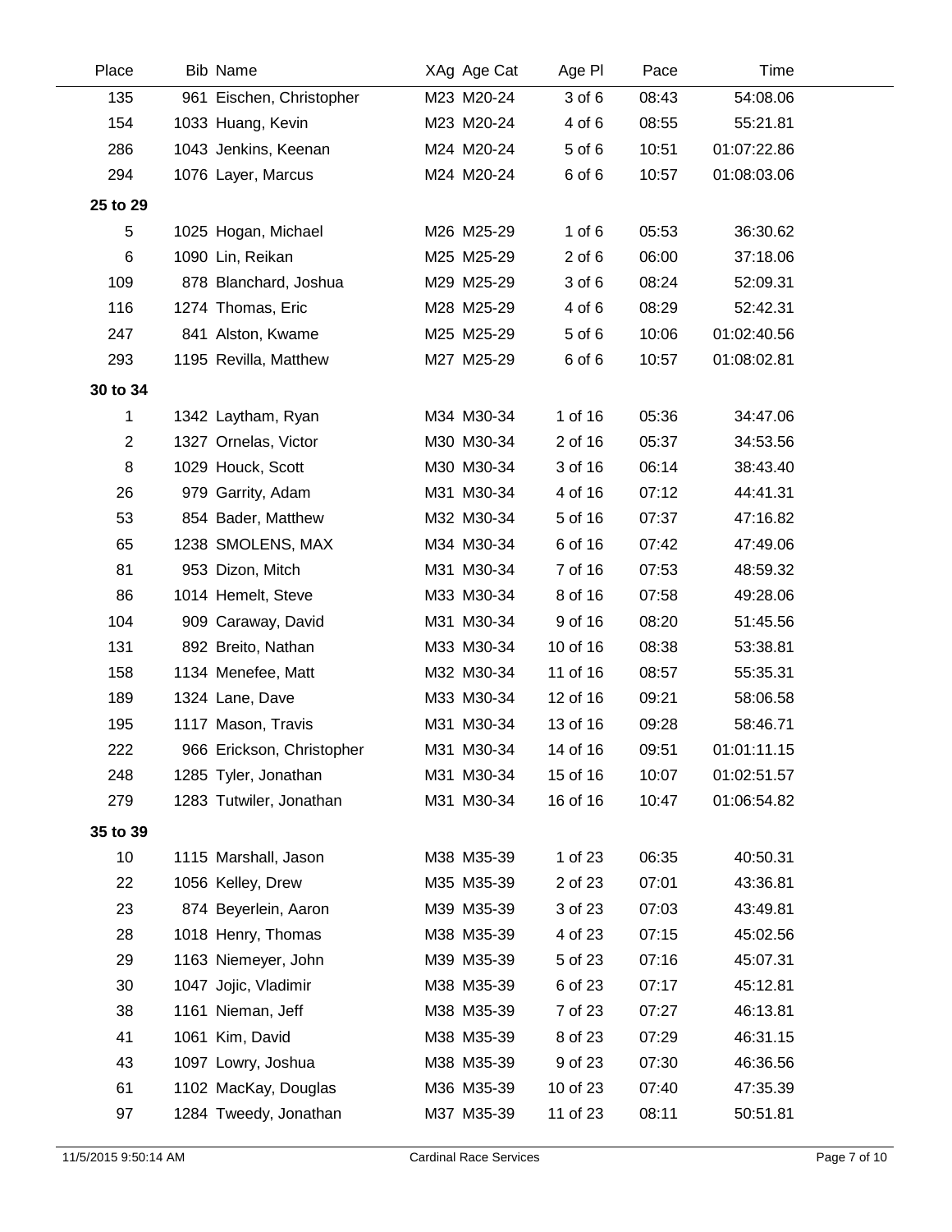| Place | Bib | Name | XAg | Age Cat | Age Pl | Pace | Time |
|---|---|---|---|---|---|---|---|
| 135 | 961 | Eischen, Christopher | M23 | M20-24 | 3 of 6 | 08:43 | 54:08.06 |
| 154 | 1033 | Huang, Kevin | M23 | M20-24 | 4 of 6 | 08:55 | 55:21.81 |
| 286 | 1043 | Jenkins, Keenan | M24 | M20-24 | 5 of 6 | 10:51 | 01:07:22.86 |
| 294 | 1076 | Layer, Marcus | M24 | M20-24 | 6 of 6 | 10:57 | 01:08:03.06 |
| **25 to 29** | | | | | | | |
| 5 | 1025 | Hogan, Michael | M26 | M25-29 | 1 of 6 | 05:53 | 36:30.62 |
| 6 | 1090 | Lin, Reikan | M25 | M25-29 | 2 of 6 | 06:00 | 37:18.06 |
| 109 | 878 | Blanchard, Joshua | M29 | M25-29 | 3 of 6 | 08:24 | 52:09.31 |
| 116 | 1274 | Thomas, Eric | M28 | M25-29 | 4 of 6 | 08:29 | 52:42.31 |
| 247 | 841 | Alston, Kwame | M25 | M25-29 | 5 of 6 | 10:06 | 01:02:40.56 |
| 293 | 1195 | Revilla, Matthew | M27 | M25-29 | 6 of 6 | 10:57 | 01:08:02.81 |
| **30 to 34** | | | | | | | |
| 1 | 1342 | Laytham, Ryan | M34 | M30-34 | 1 of 16 | 05:36 | 34:47.06 |
| 2 | 1327 | Ornelas, Victor | M30 | M30-34 | 2 of 16 | 05:37 | 34:53.56 |
| 8 | 1029 | Houck, Scott | M30 | M30-34 | 3 of 16 | 06:14 | 38:43.40 |
| 26 | 979 | Garrity, Adam | M31 | M30-34 | 4 of 16 | 07:12 | 44:41.31 |
| 53 | 854 | Bader, Matthew | M32 | M30-34 | 5 of 16 | 07:37 | 47:16.82 |
| 65 | 1238 | SMOLENS, MAX | M34 | M30-34 | 6 of 16 | 07:42 | 47:49.06 |
| 81 | 953 | Dizon, Mitch | M31 | M30-34 | 7 of 16 | 07:53 | 48:59.32 |
| 86 | 1014 | Hemelt, Steve | M33 | M30-34 | 8 of 16 | 07:58 | 49:28.06 |
| 104 | 909 | Caraway, David | M31 | M30-34 | 9 of 16 | 08:20 | 51:45.56 |
| 131 | 892 | Breito, Nathan | M33 | M30-34 | 10 of 16 | 08:38 | 53:38.81 |
| 158 | 1134 | Menefee, Matt | M32 | M30-34 | 11 of 16 | 08:57 | 55:35.31 |
| 189 | 1324 | Lane, Dave | M33 | M30-34 | 12 of 16 | 09:21 | 58:06.58 |
| 195 | 1117 | Mason, Travis | M31 | M30-34 | 13 of 16 | 09:28 | 58:46.71 |
| 222 | 966 | Erickson, Christopher | M31 | M30-34 | 14 of 16 | 09:51 | 01:01:11.15 |
| 248 | 1285 | Tyler, Jonathan | M31 | M30-34 | 15 of 16 | 10:07 | 01:02:51.57 |
| 279 | 1283 | Tutwiler, Jonathan | M31 | M30-34 | 16 of 16 | 10:47 | 01:06:54.82 |
| **35 to 39** | | | | | | | |
| 10 | 1115 | Marshall, Jason | M38 | M35-39 | 1 of 23 | 06:35 | 40:50.31 |
| 22 | 1056 | Kelley, Drew | M35 | M35-39 | 2 of 23 | 07:01 | 43:36.81 |
| 23 | 874 | Beyerlein, Aaron | M39 | M35-39 | 3 of 23 | 07:03 | 43:49.81 |
| 28 | 1018 | Henry, Thomas | M38 | M35-39 | 4 of 23 | 07:15 | 45:02.56 |
| 29 | 1163 | Niemeyer, John | M39 | M35-39 | 5 of 23 | 07:16 | 45:07.31 |
| 30 | 1047 | Jojic, Vladimir | M38 | M35-39 | 6 of 23 | 07:17 | 45:12.81 |
| 38 | 1161 | Nieman, Jeff | M38 | M35-39 | 7 of 23 | 07:27 | 46:13.81 |
| 41 | 1061 | Kim, David | M38 | M35-39 | 8 of 23 | 07:29 | 46:31.15 |
| 43 | 1097 | Lowry, Joshua | M38 | M35-39 | 9 of 23 | 07:30 | 46:36.56 |
| 61 | 1102 | MacKay, Douglas | M36 | M35-39 | 10 of 23 | 07:40 | 47:35.39 |
| 97 | 1284 | Tweedy, Jonathan | M37 | M35-39 | 11 of 23 | 08:11 | 50:51.81 |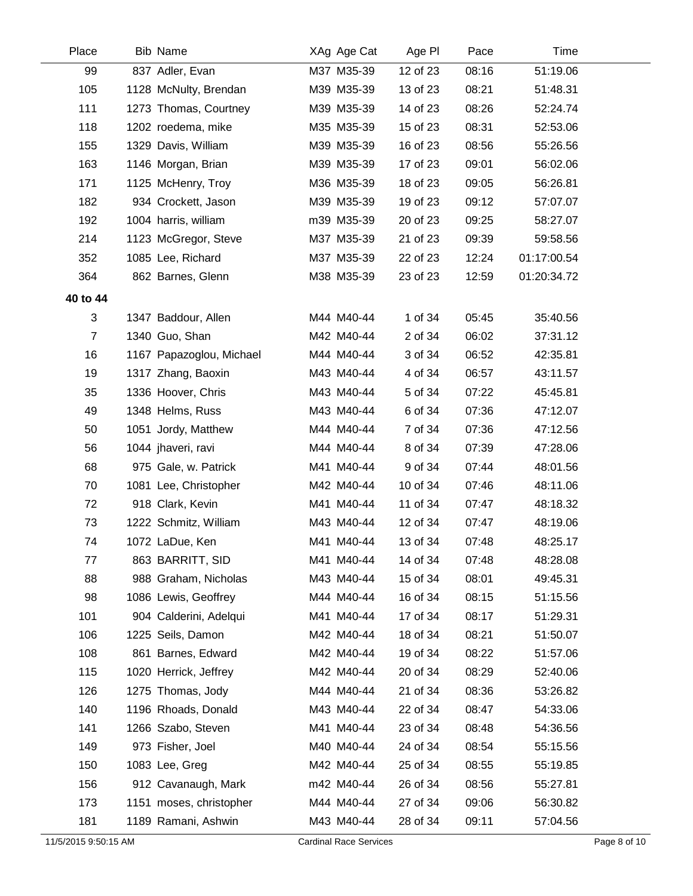| Place | Bib | Name | XAg | Age Cat | Age Pl | Pace | Time |
|---|---|---|---|---|---|---|---|
| 99 | 837 | Adler, Evan | M37 | M35-39 | 12 of 23 | 08:16 | 51:19.06 |
| 105 | 1128 | McNulty, Brendan | M39 | M35-39 | 13 of 23 | 08:21 | 51:48.31 |
| 111 | 1273 | Thomas, Courtney | M39 | M35-39 | 14 of 23 | 08:26 | 52:24.74 |
| 118 | 1202 | roedema, mike | M35 | M35-39 | 15 of 23 | 08:31 | 52:53.06 |
| 155 | 1329 | Davis, William | M39 | M35-39 | 16 of 23 | 08:56 | 55:26.56 |
| 163 | 1146 | Morgan, Brian | M39 | M35-39 | 17 of 23 | 09:01 | 56:02.06 |
| 171 | 1125 | McHenry, Troy | M36 | M35-39 | 18 of 23 | 09:05 | 56:26.81 |
| 182 | 934 | Crockett, Jason | M39 | M35-39 | 19 of 23 | 09:12 | 57:07.07 |
| 192 | 1004 | harris, william | m39 | M35-39 | 20 of 23 | 09:25 | 58:27.07 |
| 214 | 1123 | McGregor, Steve | M37 | M35-39 | 21 of 23 | 09:39 | 59:58.56 |
| 352 | 1085 | Lee, Richard | M37 | M35-39 | 22 of 23 | 12:24 | 01:17:00.54 |
| 364 | 862 | Barnes, Glenn | M38 | M35-39 | 23 of 23 | 12:59 | 01:20:34.72 |
| **40 to 44** | | | | | | | |
| 3 | 1347 | Baddour, Allen | M44 | M40-44 | 1 of 34 | 05:45 | 35:40.56 |
| 7 | 1340 | Guo, Shan | M42 | M40-44 | 2 of 34 | 06:02 | 37:31.12 |
| 16 | 1167 | Papazoglou, Michael | M44 | M40-44 | 3 of 34 | 06:52 | 42:35.81 |
| 19 | 1317 | Zhang, Baoxin | M43 | M40-44 | 4 of 34 | 06:57 | 43:11.57 |
| 35 | 1336 | Hoover, Chris | M43 | M40-44 | 5 of 34 | 07:22 | 45:45.81 |
| 49 | 1348 | Helms, Russ | M43 | M40-44 | 6 of 34 | 07:36 | 47:12.07 |
| 50 | 1051 | Jordy, Matthew | M44 | M40-44 | 7 of 34 | 07:36 | 47:12.56 |
| 56 | 1044 | jhaveri, ravi | M44 | M40-44 | 8 of 34 | 07:39 | 47:28.06 |
| 68 | 975 | Gale, w. Patrick | M41 | M40-44 | 9 of 34 | 07:44 | 48:01.56 |
| 70 | 1081 | Lee, Christopher | M42 | M40-44 | 10 of 34 | 07:46 | 48:11.06 |
| 72 | 918 | Clark, Kevin | M41 | M40-44 | 11 of 34 | 07:47 | 48:18.32 |
| 73 | 1222 | Schmitz, William | M43 | M40-44 | 12 of 34 | 07:47 | 48:19.06 |
| 74 | 1072 | LaDue, Ken | M41 | M40-44 | 13 of 34 | 07:48 | 48:25.17 |
| 77 | 863 | BARRITT, SID | M41 | M40-44 | 14 of 34 | 07:48 | 48:28.08 |
| 88 | 988 | Graham, Nicholas | M43 | M40-44 | 15 of 34 | 08:01 | 49:45.31 |
| 98 | 1086 | Lewis, Geoffrey | M44 | M40-44 | 16 of 34 | 08:15 | 51:15.56 |
| 101 | 904 | Calderini, Adelqui | M41 | M40-44 | 17 of 34 | 08:17 | 51:29.31 |
| 106 | 1225 | Seils, Damon | M42 | M40-44 | 18 of 34 | 08:21 | 51:50.07 |
| 108 | 861 | Barnes, Edward | M42 | M40-44 | 19 of 34 | 08:22 | 51:57.06 |
| 115 | 1020 | Herrick, Jeffrey | M42 | M40-44 | 20 of 34 | 08:29 | 52:40.06 |
| 126 | 1275 | Thomas, Jody | M44 | M40-44 | 21 of 34 | 08:36 | 53:26.82 |
| 140 | 1196 | Rhoads, Donald | M43 | M40-44 | 22 of 34 | 08:47 | 54:33.06 |
| 141 | 1266 | Szabo, Steven | M41 | M40-44 | 23 of 34 | 08:48 | 54:36.56 |
| 149 | 973 | Fisher, Joel | M40 | M40-44 | 24 of 34 | 08:54 | 55:15.56 |
| 150 | 1083 | Lee, Greg | M42 | M40-44 | 25 of 34 | 08:55 | 55:19.85 |
| 156 | 912 | Cavanaugh, Mark | m42 | M40-44 | 26 of 34 | 08:56 | 55:27.81 |
| 173 | 1151 | moses, christopher | M44 | M40-44 | 27 of 34 | 09:06 | 56:30.82 |
| 181 | 1189 | Ramani, Ashwin | M43 | M40-44 | 28 of 34 | 09:11 | 57:04.56 |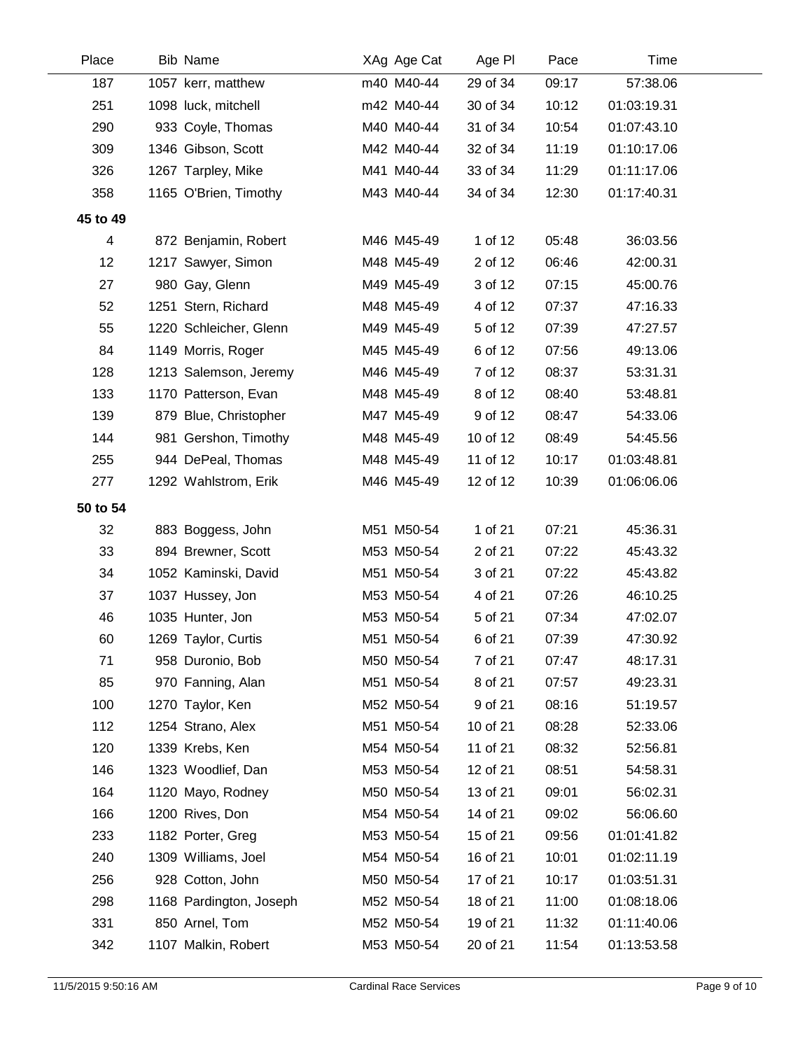| Place | Bib | Name | XAg | Age Cat | Age Pl | Pace | Time |
|---|---|---|---|---|---|---|---|
| 187 | 1057 | kerr, matthew | m40 | M40-44 | 29 of 34 | 09:17 | 57:38.06 |
| 251 | 1098 | luck, mitchell | m42 | M40-44 | 30 of 34 | 10:12 | 01:03:19.31 |
| 290 | 933 | Coyle, Thomas | M40 | M40-44 | 31 of 34 | 10:54 | 01:07:43.10 |
| 309 | 1346 | Gibson, Scott | M42 | M40-44 | 32 of 34 | 11:19 | 01:10:17.06 |
| 326 | 1267 | Tarpley, Mike | M41 | M40-44 | 33 of 34 | 11:29 | 01:11:17.06 |
| 358 | 1165 | O'Brien, Timothy | M43 | M40-44 | 34 of 34 | 12:30 | 01:17:40.31 |
| **45 to 49** | | | | | | | |
| 4 | 872 | Benjamin, Robert | M46 | M45-49 | 1 of 12 | 05:48 | 36:03.56 |
| 12 | 1217 | Sawyer, Simon | M48 | M45-49 | 2 of 12 | 06:46 | 42:00.31 |
| 27 | 980 | Gay, Glenn | M49 | M45-49 | 3 of 12 | 07:15 | 45:00.76 |
| 52 | 1251 | Stern, Richard | M48 | M45-49 | 4 of 12 | 07:37 | 47:16.33 |
| 55 | 1220 | Schleicher, Glenn | M49 | M45-49 | 5 of 12 | 07:39 | 47:27.57 |
| 84 | 1149 | Morris, Roger | M45 | M45-49 | 6 of 12 | 07:56 | 49:13.06 |
| 128 | 1213 | Salemson, Jeremy | M46 | M45-49 | 7 of 12 | 08:37 | 53:31.31 |
| 133 | 1170 | Patterson, Evan | M48 | M45-49 | 8 of 12 | 08:40 | 53:48.81 |
| 139 | 879 | Blue, Christopher | M47 | M45-49 | 9 of 12 | 08:47 | 54:33.06 |
| 144 | 981 | Gershon, Timothy | M48 | M45-49 | 10 of 12 | 08:49 | 54:45.56 |
| 255 | 944 | DePeal, Thomas | M48 | M45-49 | 11 of 12 | 10:17 | 01:03:48.81 |
| 277 | 1292 | Wahlstrom, Erik | M46 | M45-49 | 12 of 12 | 10:39 | 01:06:06.06 |
| **50 to 54** | | | | | | | |
| 32 | 883 | Boggess, John | M51 | M50-54 | 1 of 21 | 07:21 | 45:36.31 |
| 33 | 894 | Brewner, Scott | M53 | M50-54 | 2 of 21 | 07:22 | 45:43.32 |
| 34 | 1052 | Kaminski, David | M51 | M50-54 | 3 of 21 | 07:22 | 45:43.82 |
| 37 | 1037 | Hussey, Jon | M53 | M50-54 | 4 of 21 | 07:26 | 46:10.25 |
| 46 | 1035 | Hunter, Jon | M53 | M50-54 | 5 of 21 | 07:34 | 47:02.07 |
| 60 | 1269 | Taylor, Curtis | M51 | M50-54 | 6 of 21 | 07:39 | 47:30.92 |
| 71 | 958 | Duronio, Bob | M50 | M50-54 | 7 of 21 | 07:47 | 48:17.31 |
| 85 | 970 | Fanning, Alan | M51 | M50-54 | 8 of 21 | 07:57 | 49:23.31 |
| 100 | 1270 | Taylor, Ken | M52 | M50-54 | 9 of 21 | 08:16 | 51:19.57 |
| 112 | 1254 | Strano, Alex | M51 | M50-54 | 10 of 21 | 08:28 | 52:33.06 |
| 120 | 1339 | Krebs, Ken | M54 | M50-54 | 11 of 21 | 08:32 | 52:56.81 |
| 146 | 1323 | Woodlief, Dan | M53 | M50-54 | 12 of 21 | 08:51 | 54:58.31 |
| 164 | 1120 | Mayo, Rodney | M50 | M50-54 | 13 of 21 | 09:01 | 56:02.31 |
| 166 | 1200 | Rives, Don | M54 | M50-54 | 14 of 21 | 09:02 | 56:06.60 |
| 233 | 1182 | Porter, Greg | M53 | M50-54 | 15 of 21 | 09:56 | 01:01:41.82 |
| 240 | 1309 | Williams, Joel | M54 | M50-54 | 16 of 21 | 10:01 | 01:02:11.19 |
| 256 | 928 | Cotton, John | M50 | M50-54 | 17 of 21 | 10:17 | 01:03:51.31 |
| 298 | 1168 | Pardington, Joseph | M52 | M50-54 | 18 of 21 | 11:00 | 01:08:18.06 |
| 331 | 850 | Arnel, Tom | M52 | M50-54 | 19 of 21 | 11:32 | 01:11:40.06 |
| 342 | 1107 | Malkin, Robert | M53 | M50-54 | 20 of 21 | 11:54 | 01:13:53.58 |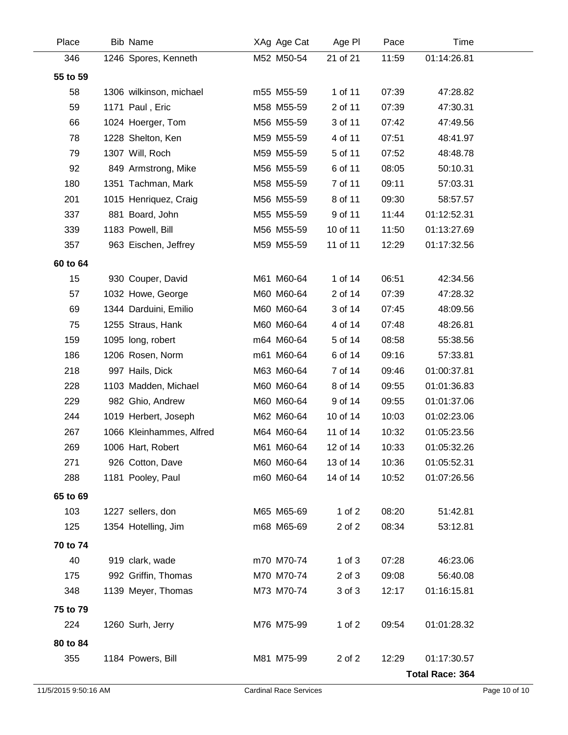| Place | Bib | Name | XAg | Age Cat | Age Pl | Pace | Time |
|---|---|---|---|---|---|---|---|
| 346 | 1246 | Spores, Kenneth | M52 | M50-54 | 21 of 21 | 11:59 | 01:14:26.81 |
| **55 to 59** | | | | | | | |
| 58 | 1306 | wilkinson, michael | m55 | M55-59 | 1 of 11 | 07:39 | 47:28.82 |
| 59 | 1171 | Paul , Eric | M58 | M55-59 | 2 of 11 | 07:39 | 47:30.31 |
| 66 | 1024 | Hoerger, Tom | M56 | M55-59 | 3 of 11 | 07:42 | 47:49.56 |
| 78 | 1228 | Shelton, Ken | M59 | M55-59 | 4 of 11 | 07:51 | 48:41.97 |
| 79 | 1307 | Will, Roch | M59 | M55-59 | 5 of 11 | 07:52 | 48:48.78 |
| 92 | 849 | Armstrong, Mike | M56 | M55-59 | 6 of 11 | 08:05 | 50:10.31 |
| 180 | 1351 | Tachman, Mark | M58 | M55-59 | 7 of 11 | 09:11 | 57:03.31 |
| 201 | 1015 | Henriquez, Craig | M56 | M55-59 | 8 of 11 | 09:30 | 58:57.57 |
| 337 | 881 | Board, John | M55 | M55-59 | 9 of 11 | 11:44 | 01:12:52.31 |
| 339 | 1183 | Powell, Bill | M56 | M55-59 | 10 of 11 | 11:50 | 01:13:27.69 |
| 357 | 963 | Eischen, Jeffrey | M59 | M55-59 | 11 of 11 | 12:29 | 01:17:32.56 |
| **60 to 64** | | | | | | | |
| 15 | 930 | Couper, David | M61 | M60-64 | 1 of 14 | 06:51 | 42:34.56 |
| 57 | 1032 | Howe, George | M60 | M60-64 | 2 of 14 | 07:39 | 47:28.32 |
| 69 | 1344 | Darduini, Emilio | M60 | M60-64 | 3 of 14 | 07:45 | 48:09.56 |
| 75 | 1255 | Straus, Hank | M60 | M60-64 | 4 of 14 | 07:48 | 48:26.81 |
| 159 | 1095 | long, robert | m64 | M60-64 | 5 of 14 | 08:58 | 55:38.56 |
| 186 | 1206 | Rosen, Norm | m61 | M60-64 | 6 of 14 | 09:16 | 57:33.81 |
| 218 | 997 | Hails, Dick | M63 | M60-64 | 7 of 14 | 09:46 | 01:00:37.81 |
| 228 | 1103 | Madden, Michael | M60 | M60-64 | 8 of 14 | 09:55 | 01:01:36.83 |
| 229 | 982 | Ghio, Andrew | M60 | M60-64 | 9 of 14 | 09:55 | 01:01:37.06 |
| 244 | 1019 | Herbert, Joseph | M62 | M60-64 | 10 of 14 | 10:03 | 01:02:23.06 |
| 267 | 1066 | Kleinhammes, Alfred | M64 | M60-64 | 11 of 14 | 10:32 | 01:05:23.56 |
| 269 | 1006 | Hart, Robert | M61 | M60-64 | 12 of 14 | 10:33 | 01:05:32.26 |
| 271 | 926 | Cotton, Dave | M60 | M60-64 | 13 of 14 | 10:36 | 01:05:52.31 |
| 288 | 1181 | Pooley, Paul | m60 | M60-64 | 14 of 14 | 10:52 | 01:07:26.56 |
| **65 to 69** | | | | | | | |
| 103 | 1227 | sellers, don | M65 | M65-69 | 1 of 2 | 08:20 | 51:42.81 |
| 125 | 1354 | Hotelling, Jim | m68 | M65-69 | 2 of 2 | 08:34 | 53:12.81 |
| **70 to 74** | | | | | | | |
| 40 | 919 | clark, wade | m70 | M70-74 | 1 of 3 | 07:28 | 46:23.06 |
| 175 | 992 | Griffin, Thomas | M70 | M70-74 | 2 of 3 | 09:08 | 56:40.08 |
| 348 | 1139 | Meyer, Thomas | M73 | M70-74 | 3 of 3 | 12:17 | 01:16:15.81 |
| **75 to 79** | | | | | | | |
| 224 | 1260 | Surh, Jerry | M76 | M75-99 | 1 of 2 | 09:54 | 01:01:28.32 |
| **80 to 84** | | | | | | | |
| 355 | 1184 | Powers, Bill | M81 | M75-99 | 2 of 2 | 12:29 | 01:17:30.57 |

**Total Race: 364**

11/5/2015 9:50:16 AM — Cardinal Race Services